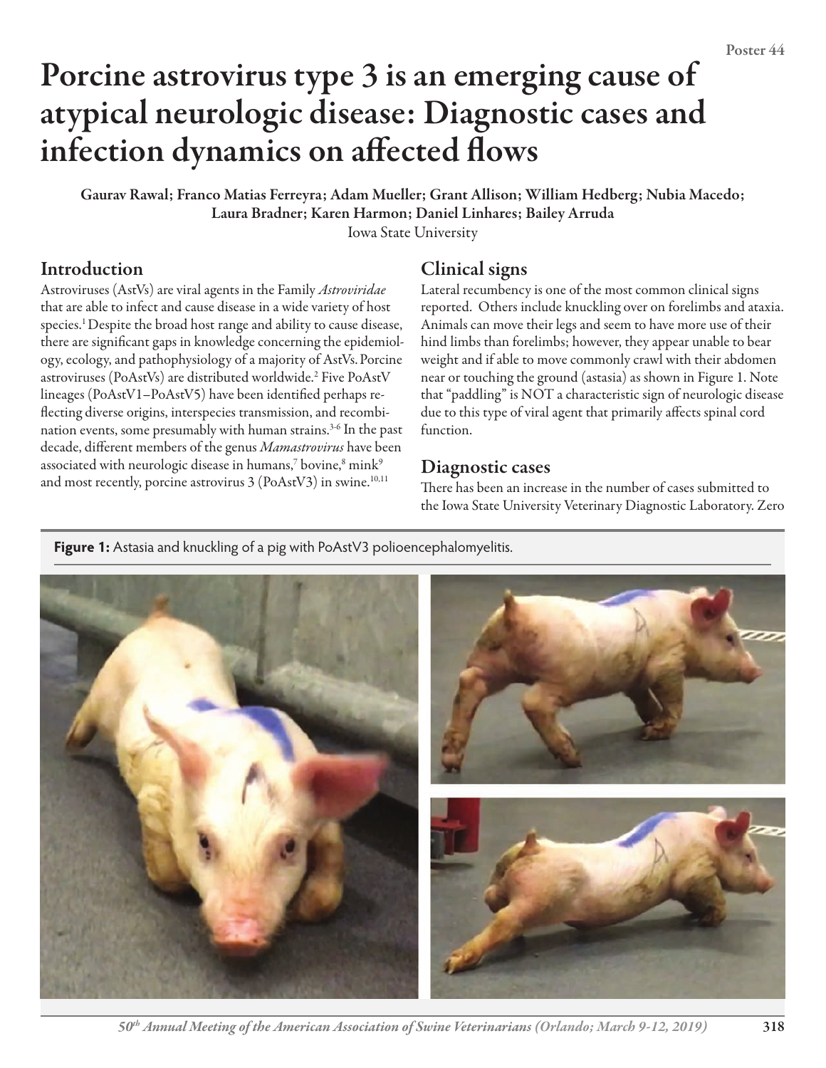# Porcine astrovirus type 3 is an emerging cause of atypical neurologic disease: Diagnostic cases and infection dynamics on affected flows

**Gaurav Rawal; Franco Matias Ferreyra; Adam Mueller; Grant Allison; William Hedberg; Nubia Macedo; Laura Bradner; Karen Harmon; Daniel Linhares; Bailey Arruda**

Iowa State University

## Introduction

Astroviruses (AstVs) are viral agents in the Family *Astroviridae* that are able to infect and cause disease in a wide variety of host species.[1] Despite the broad host range and ability to cause disease, there are significant gaps in knowledge concerning the epidemiology, ecology, and pathophysiology of a majority of AstVs. Porcine astroviruses (PoAstVs) are distributed worldwide.[2] Five PoAstV lineages (PoAstV1–PoAstV5) have been identified perhaps reflecting diverse origins, interspecies transmission, and recombination events, some presumably with human strains.[3-6] In the past decade, different members of the genus *Mamastrovirus* have been associated with neurologic disease in humans,[7] bovine,[8] mink[9] and most recently, porcine astrovirus 3 (PoAstV3) in swine.[10,11]

## Clinical signs

Lateral recumbency is one of the most common clinical signs reported. Others include knuckling over on forelimbs and ataxia. Animals can move their legs and seem to have more use of their hind limbs than forelimbs; however, they appear unable to bear weight and if able to move commonly crawl with their abdomen near or touching the ground (astasia) as shown in Figure 1. Note that "paddling" is NOT a characteristic sign of neurologic disease due to this type of viral agent that primarily affects spinal cord function.

## Diagnostic cases

There has been an increase in the number of cases submitted to the Iowa State University Veterinary Diagnostic Laboratory. Zero

**Figure 1:** Astasia and knuckling of a pig with PoAstV3 polioencephalomyelitis.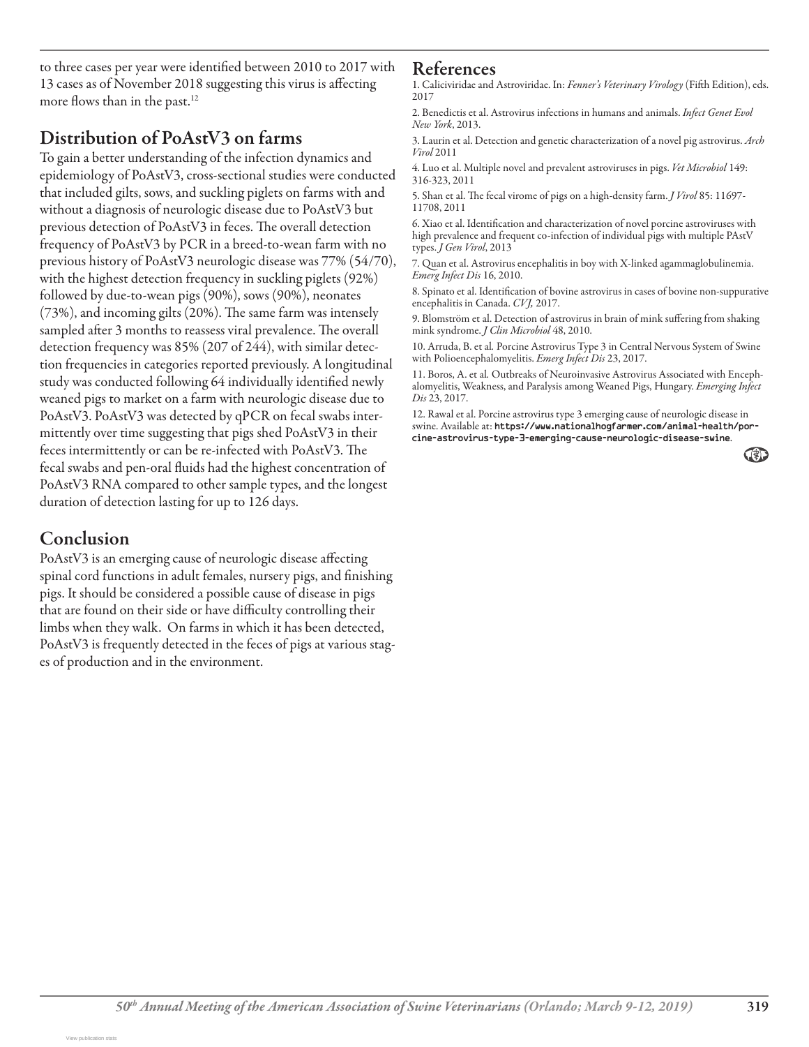to three cases per year were identified between 2010 to 2017 with 13 cases as of November 2018 suggesting this virus is affecting more flows than in the past.[12]

## Distribution of PoAstV3 on farms

To gain a better understanding of the infection dynamics and epidemiology of PoAstV3, cross-sectional studies were conducted that included gilts, sows, and suckling piglets on farms with and without a diagnosis of neurologic disease due to PoAstV3 but previous detection of PoAstV3 in feces. The overall detection frequency of PoAstV3 by PCR in a breed-to-wean farm with no previous history of PoAstV3 neurologic disease was 77% (54/70), with the highest detection frequency in suckling piglets (92%) followed by due-to-wean pigs (90%), sows (90%), neonates (73%), and incoming gilts (20%). The same farm was intensely sampled after 3 months to reassess viral prevalence. The overall detection frequency was 85% (207 of 244), with similar detection frequencies in categories reported previously. A longitudinal study was conducted following 64 individually identified newly weaned pigs to market on a farm with neurologic disease due to PoAstV3. PoAstV3 was detected by qPCR on fecal swabs intermittently over time suggesting that pigs shed PoAstV3 in their feces intermittently or can be re-infected with PoAstV3. The fecal swabs and pen-oral fluids had the highest concentration of PoAstV3 RNA compared to other sample types, and the longest duration of detection lasting for up to 126 days.

## Conclusion

PoAstV3 is an emerging cause of neurologic disease affecting spinal cord functions in adult females, nursery pigs, and finishing pigs. It should be considered a possible cause of disease in pigs that are found on their side or have difficulty controlling their limbs when they walk. On farms in which it has been detected, PoAstV3 is frequently detected in the feces of pigs at various stages of production and in the environment.

## References

1. Caliciviridae and Astroviridae. In: *Fenner's Veterinary Virology* (Fifth Edition), eds. 2017

2. Benedictis et al. Astrovirus infections in humans and animals. *Infect Genet Evol New York*, 2013.

3. Laurin et al. Detection and genetic characterization of a novel pig astrovirus. *Arch Virol* 2011

4. Luo et al. Multiple novel and prevalent astroviruses in pigs. *Vet Microbiol* 149: 316-323, 2011

5. Shan et al. The fecal virome of pigs on a high-density farm. *J Virol* 85: 11697-11708, 2011

6. Xiao et al. Identification and characterization of novel porcine astroviruses with high prevalence and frequent co-infection of individual pigs with multiple PAstV types. *J Gen Virol*, 2013

7. Quan et al. Astrovirus encephalitis in boy with X-linked agammaglobulinemia. *Emerg Infect Dis* 16, 2010.

8. Spinato et al. Identification of bovine astrovirus in cases of bovine non-suppurative encephalitis in Canada. *CVJ,* 2017.

9. Blomström et al. Detection of astrovirus in brain of mink suffering from shaking mink syndrome. *J Clin Microbiol* 48, 2010.

10. Arruda, B. et al. Porcine Astrovirus Type 3 in Central Nervous System of Swine with Polioencephalomyelitis. *Emerg Infect Dis* 23, 2017.

11. Boros, A. et al. Outbreaks of Neuroinvasive Astrovirus Associated with Encephalomyelitis, Weakness, and Paralysis among Weaned Pigs, Hungary. *Emerging Infect Dis* 23, 2017.

12. Rawal et al. Porcine astrovirus type 3 emerging cause of neurologic disease in swine. Available at: https://www.nationalhogfarmer.com/animal-health/porcine-astrovirus-type-3-emerging-cause-neurologic-disease-swine.